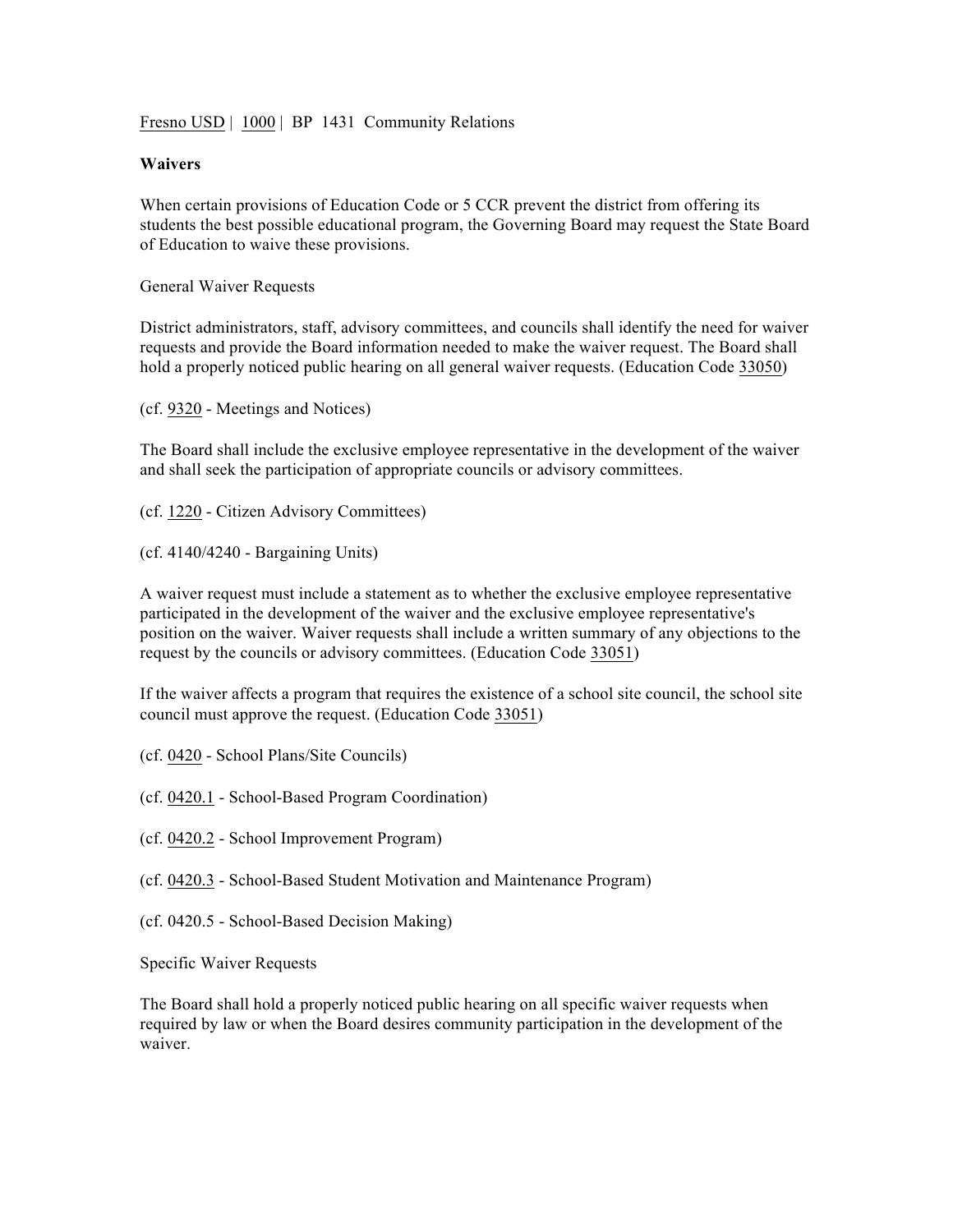Fresno USD | 1000 | BP 1431 Community Relations

**Waivers**

When certain provisions of Education Code or 5 CCR prevent the district from offering its students the best possible educational program, the Governing Board may request the State Board of Education to waive these provisions.

General Waiver Requests

District administrators, staff, advisory committees, and councils shall identify the need for waiver requests and provide the Board information needed to make the waiver request. The Board shall hold a properly noticed public hearing on all general waiver requests. (Education Code 33050)

(cf. 9320 - Meetings and Notices)

The Board shall include the exclusive employee representative in the development of the waiver and shall seek the participation of appropriate councils or advisory committees.

(cf. 1220 - Citizen Advisory Committees)

(cf. 4140/4240 - Bargaining Units)

A waiver request must include a statement as to whether the exclusive employee representative participated in the development of the waiver and the exclusive employee representative's position on the waiver. Waiver requests shall include a written summary of any objections to the request by the councils or advisory committees. (Education Code 33051)

If the waiver affects a program that requires the existence of a school site council, the school site council must approve the request. (Education Code 33051)

(cf. 0420 - School Plans/Site Councils)

(cf. 0420.1 - School-Based Program Coordination)

(cf. 0420.2 - School Improvement Program)

(cf. 0420.3 - School-Based Student Motivation and Maintenance Program)

(cf. 0420.5 - School-Based Decision Making)

Specific Waiver Requests

The Board shall hold a properly noticed public hearing on all specific waiver requests when required by law or when the Board desires community participation in the development of the waiver.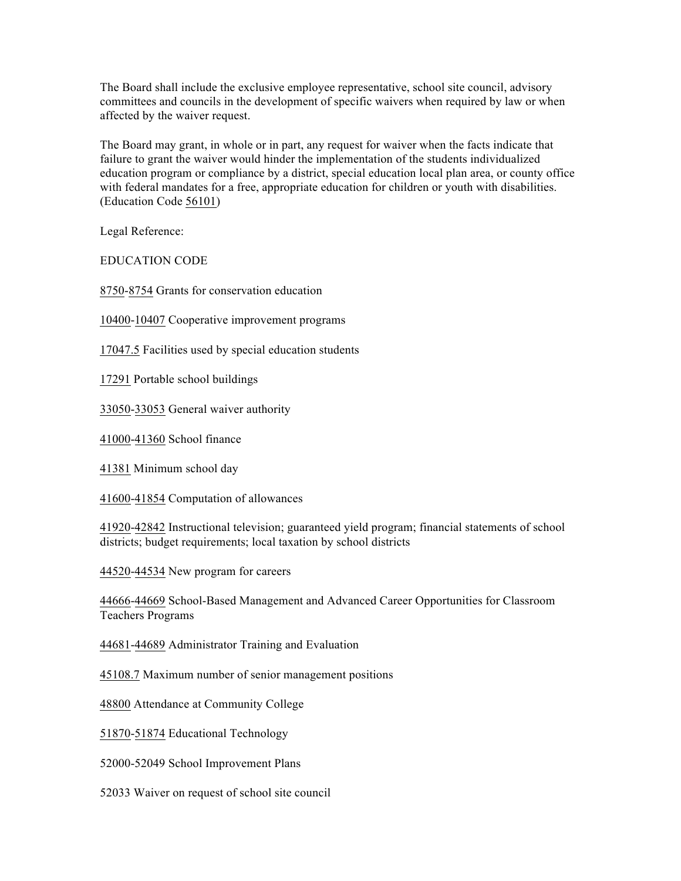The Board shall include the exclusive employee representative, school site council, advisory committees and councils in the development of specific waivers when required by law or when affected by the waiver request.

The Board may grant, in whole or in part, any request for waiver when the facts indicate that failure to grant the waiver would hinder the implementation of the students individualized education program or compliance by a district, special education local plan area, or county office with federal mandates for a free, appropriate education for children or youth with disabilities. (Education Code 56101)

Legal Reference:

EDUCATION CODE

8750-8754 Grants for conservation education

10400-10407 Cooperative improvement programs

17047.5 Facilities used by special education students

17291 Portable school buildings

33050-33053 General waiver authority

41000-41360 School finance

41381 Minimum school day

41600-41854 Computation of allowances

41920-42842 Instructional television; guaranteed yield program; financial statements of school districts; budget requirements; local taxation by school districts

44520-44534 New program for careers

44666-44669 School-Based Management and Advanced Career Opportunities for Classroom Teachers Programs

44681-44689 Administrator Training and Evaluation

45108.7 Maximum number of senior management positions

48800 Attendance at Community College

51870-51874 Educational Technology

52000-52049 School Improvement Plans

52033 Waiver on request of school site council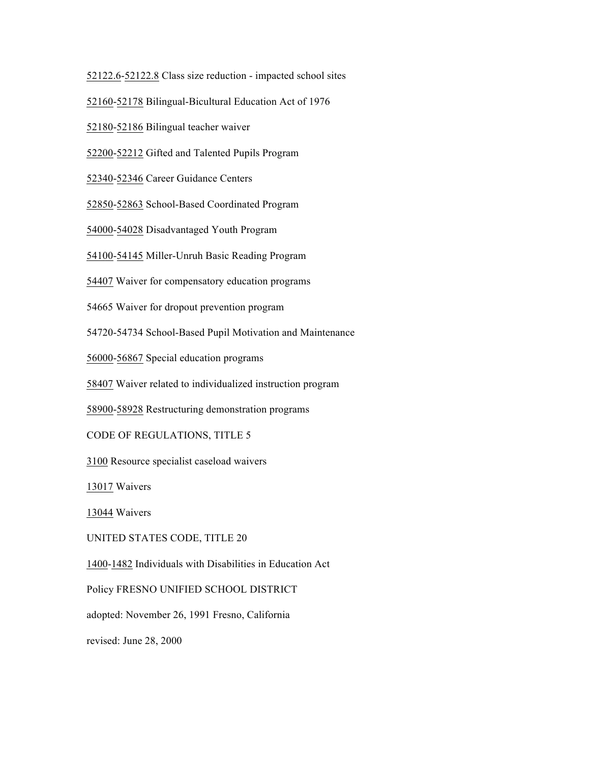52122.6-52122.8 Class size reduction - impacted school sites

52160-52178 Bilingual-Bicultural Education Act of 1976

52180-52186 Bilingual teacher waiver

52200-52212 Gifted and Talented Pupils Program

52340-52346 Career Guidance Centers

52850-52863 School-Based Coordinated Program

54000-54028 Disadvantaged Youth Program

54100-54145 Miller-Unruh Basic Reading Program

54407 Waiver for compensatory education programs

54665 Waiver for dropout prevention program

54720-54734 School-Based Pupil Motivation and Maintenance

56000-56867 Special education programs

58407 Waiver related to individualized instruction program

58900-58928 Restructuring demonstration programs

CODE OF REGULATIONS, TITLE 5

3100 Resource specialist caseload waivers

13017 Waivers

13044 Waivers

UNITED STATES CODE, TITLE 20

1400-1482 Individuals with Disabilities in Education Act

Policy FRESNO UNIFIED SCHOOL DISTRICT

adopted: November 26, 1991 Fresno, California

revised: June 28, 2000